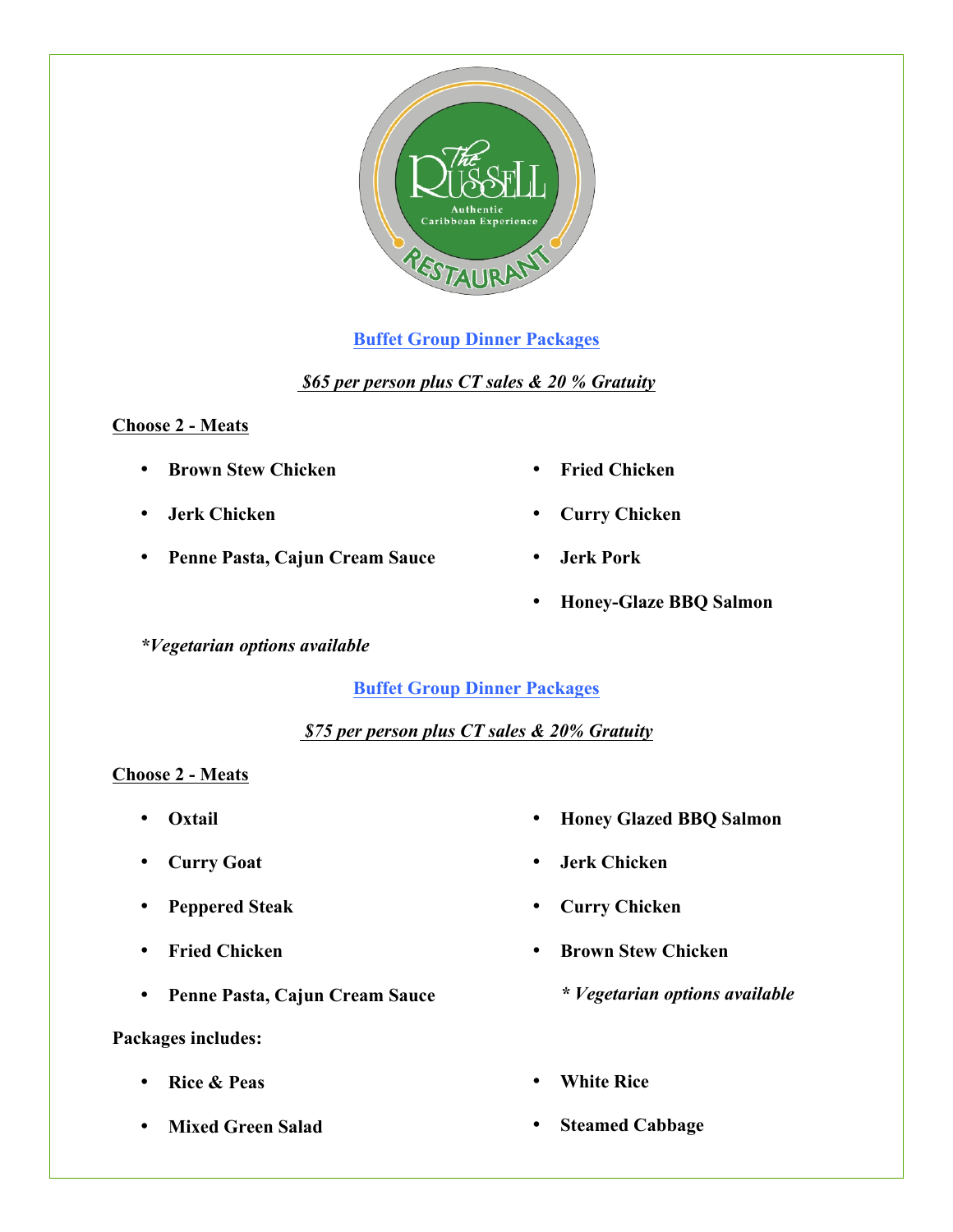The Russell Restaurant — Authentic Caribbean Experience

## Buffet Group Dinner Packages

***$65 per person plus CT sales & 20 % Gratuity***

**Choose 2 - Meats**

- **Brown Stew Chicken**
- **Jerk Chicken**
- **Penne Pasta, Cajun Cream Sauce**
- **Fried Chicken**
- **Curry Chicken**
- **Jerk Pork**
- **Honey-Glaze BBQ Salmon**

***Vegetarian options available***

## Buffet Group Dinner Packages

***$75 per person plus CT sales & 20% Gratuity***

**Choose 2 - Meats**

- **Oxtail**
- **Curry Goat**
- **Peppered Steak**
- **Fried Chicken**
- **Penne Pasta, Cajun Cream Sauce**
- **Honey Glazed BBQ Salmon**
- **Jerk Chicken**
- **Curry Chicken**
- **Brown Stew Chicken**

***\* Vegetarian options available***

**Packages includes:**

- **Rice & Peas**
- **Mixed Green Salad**
- **White Rice**
- **Steamed Cabbage**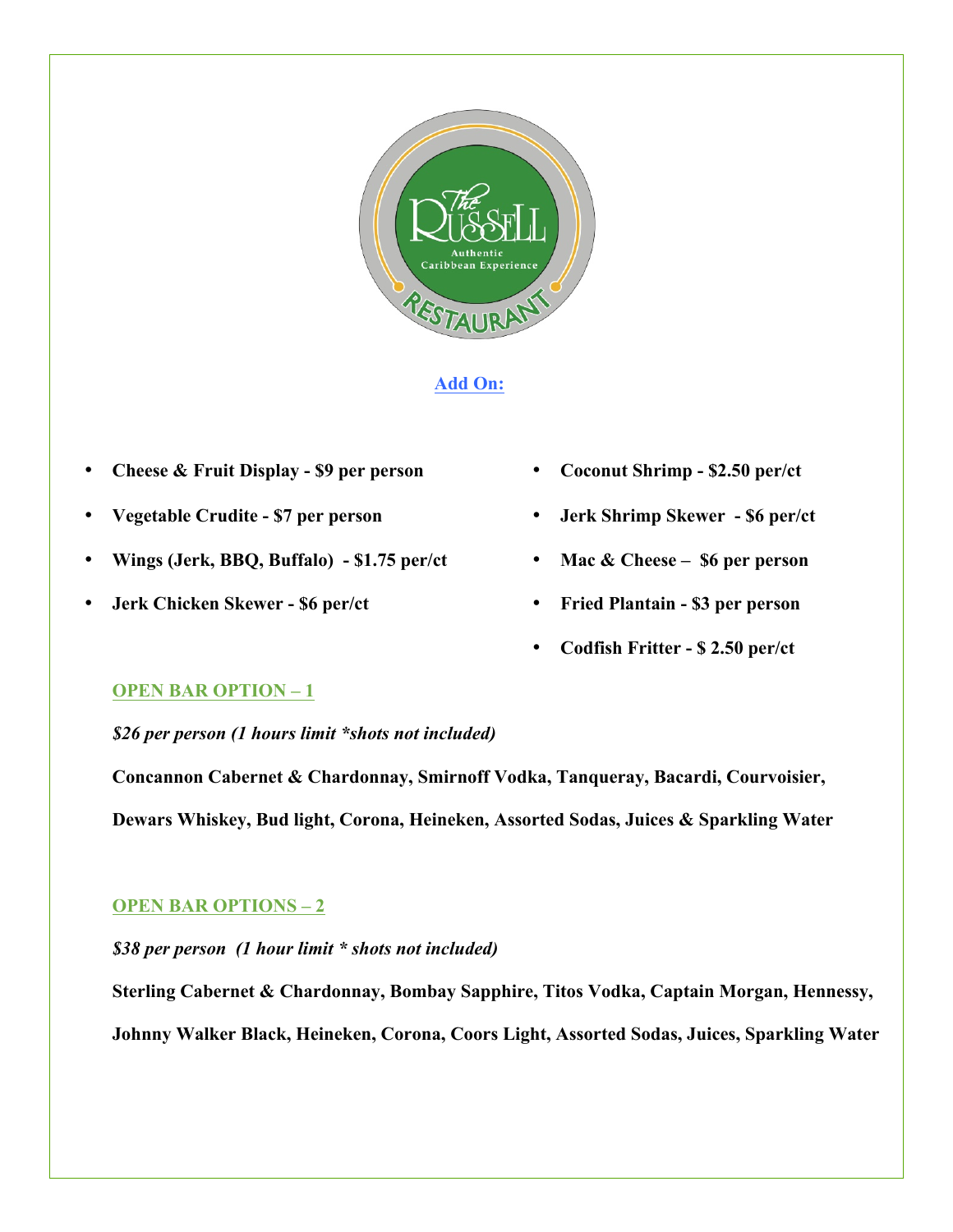The Russell — Authentic Caribbean Experience — Restaurant

## Add On:

- **Cheese & Fruit Display - $9 per person**
- **Vegetable Crudite - $7 per person**
- **Wings (Jerk, BBQ, Buffalo) - $1.75 per/ct**
- **Jerk Chicken Skewer - $6 per/ct**
- **Coconut Shrimp - $2.50 per/ct**
- **Jerk Shrimp Skewer - $6 per/ct**
- **Mac & Cheese – $6 per person**
- **Fried Plantain - $3 per person**
- **Codfish Fritter - $ 2.50 per/ct**

### OPEN BAR OPTION – 1

***$26 per person (1 hours limit *shots not included)***

**Concannon Cabernet & Chardonnay, Smirnoff Vodka, Tanqueray, Bacardi, Courvoisier, Dewars Whiskey, Bud light, Corona, Heineken, Assorted Sodas, Juices & Sparkling Water**

### OPEN BAR OPTIONS – 2

***$38 per person (1 hour limit * shots not included)***

**Sterling Cabernet & Chardonnay, Bombay Sapphire, Titos Vodka, Captain Morgan, Hennessy, Johnny Walker Black, Heineken, Corona, Coors Light, Assorted Sodas, Juices, Sparkling Water**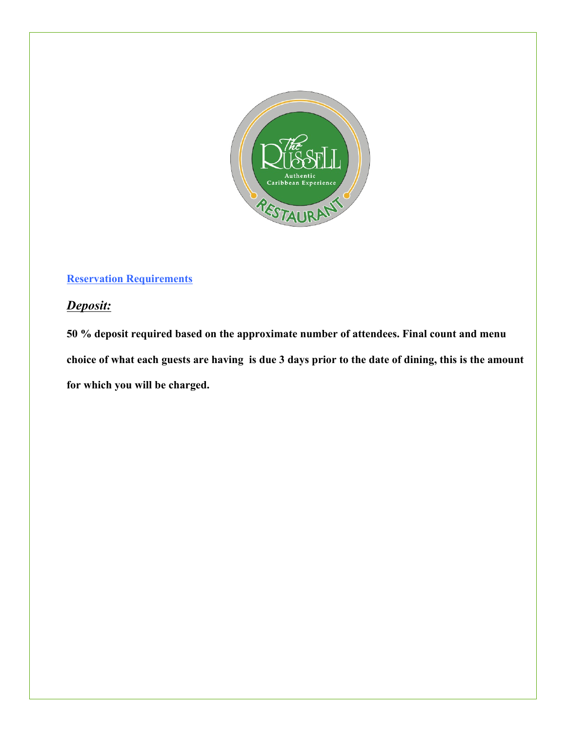**Reservation Requirements**

***Deposit:***

**50 % deposit required based on the approximate number of attendees. Final count and menu choice of what each guests are having  is due 3 days prior to the date of dining, this is the amount for which you will be charged.**